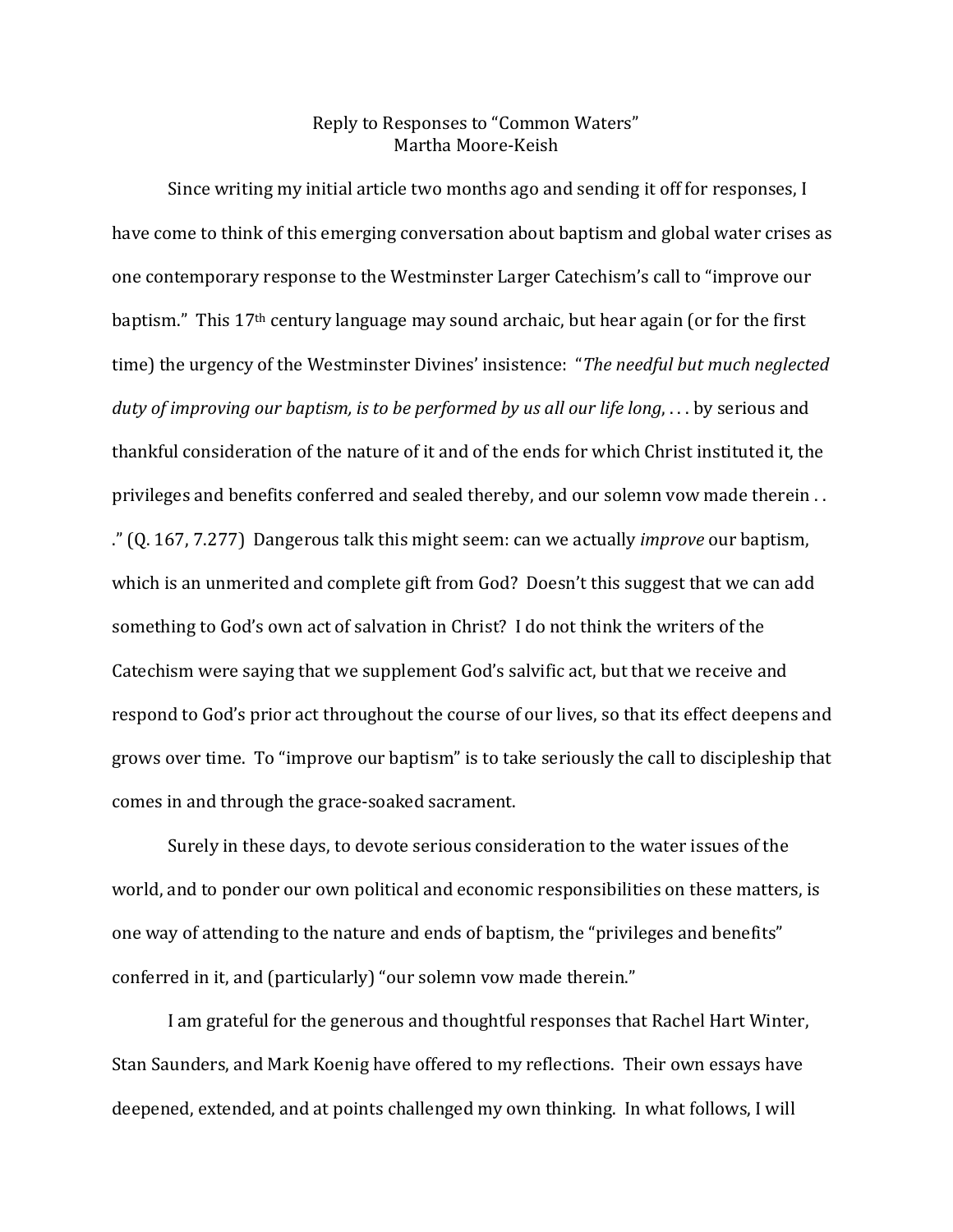# Reply to Responses to "Common Waters"
Martha Moore-Keish

Since writing my initial article two months ago and sending it off for responses, I have come to think of this emerging conversation about baptism and global water crises as one contemporary response to the Westminster Larger Catechism's call to "improve our baptism." This 17th century language may sound archaic, but hear again (or for the first time) the urgency of the Westminster Divines' insistence: "*The needful but much neglected duty of improving our baptism, is to be performed by us all our life long*, . . . by serious and thankful consideration of the nature of it and of the ends for which Christ instituted it, the privileges and benefits conferred and sealed thereby, and our solemn vow made therein . . ." (Q. 167, 7.277) Dangerous talk this might seem: can we actually *improve* our baptism, which is an unmerited and complete gift from God? Doesn't this suggest that we can add something to God's own act of salvation in Christ? I do not think the writers of the Catechism were saying that we supplement God's salvific act, but that we receive and respond to God's prior act throughout the course of our lives, so that its effect deepens and grows over time. To "improve our baptism" is to take seriously the call to discipleship that comes in and through the grace-soaked sacrament.

Surely in these days, to devote serious consideration to the water issues of the world, and to ponder our own political and economic responsibilities on these matters, is one way of attending to the nature and ends of baptism, the "privileges and benefits" conferred in it, and (particularly) "our solemn vow made therein."

I am grateful for the generous and thoughtful responses that Rachel Hart Winter, Stan Saunders, and Mark Koenig have offered to my reflections. Their own essays have deepened, extended, and at points challenged my own thinking. In what follows, I will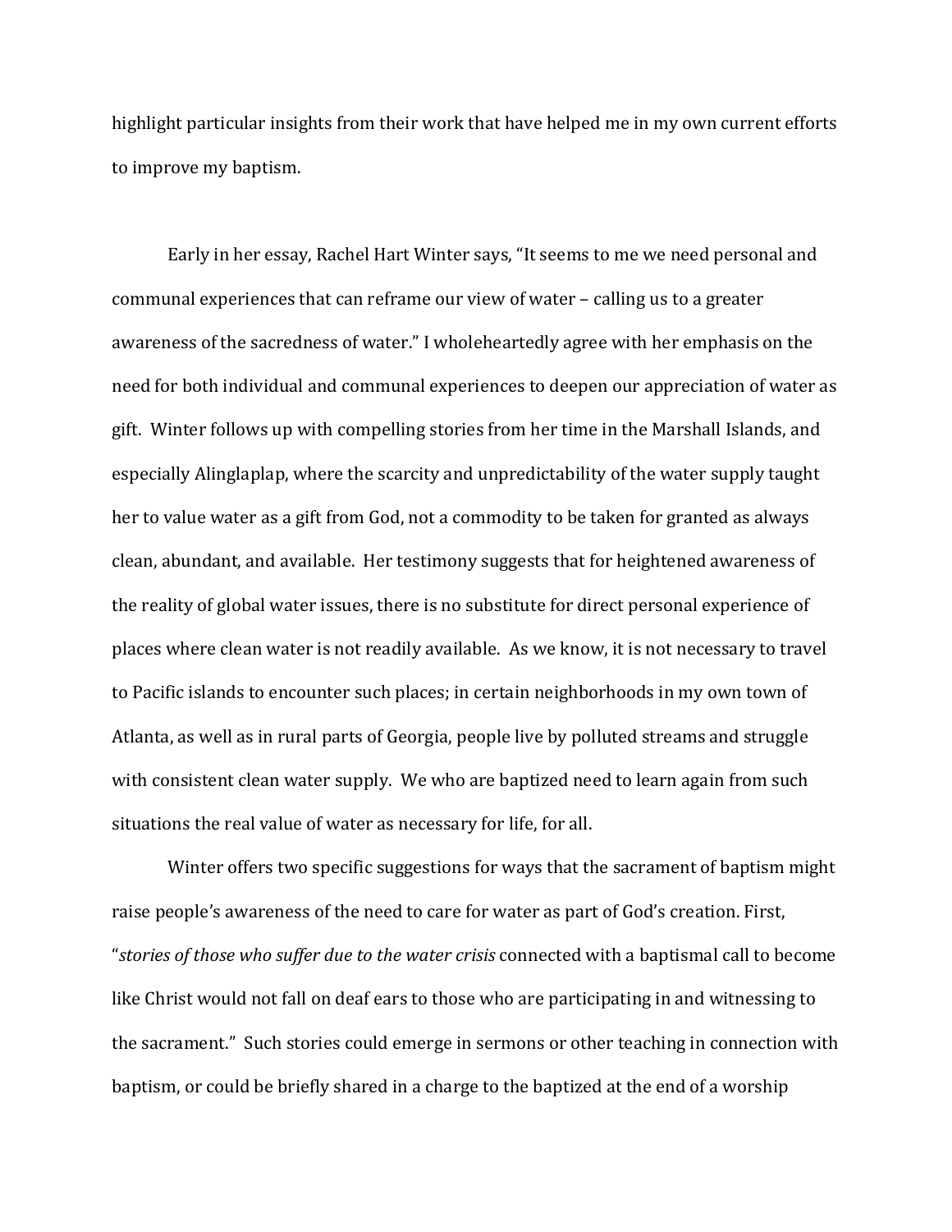highlight particular insights from their work that have helped me in my own current efforts to improve my baptism.

Early in her essay, Rachel Hart Winter says, "It seems to me we need personal and communal experiences that can reframe our view of water – calling us to a greater awareness of the sacredness of water." I wholeheartedly agree with her emphasis on the need for both individual and communal experiences to deepen our appreciation of water as gift. Winter follows up with compelling stories from her time in the Marshall Islands, and especially Alinglaplap, where the scarcity and unpredictability of the water supply taught her to value water as a gift from God, not a commodity to be taken for granted as always clean, abundant, and available. Her testimony suggests that for heightened awareness of the reality of global water issues, there is no substitute for direct personal experience of places where clean water is not readily available. As we know, it is not necessary to travel to Pacific islands to encounter such places; in certain neighborhoods in my own town of Atlanta, as well as in rural parts of Georgia, people live by polluted streams and struggle with consistent clean water supply. We who are baptized need to learn again from such situations the real value of water as necessary for life, for all.

Winter offers two specific suggestions for ways that the sacrament of baptism might raise people's awareness of the need to care for water as part of God's creation. First, "*stories of those who suffer due to the water crisis* connected with a baptismal call to become like Christ would not fall on deaf ears to those who are participating in and witnessing to the sacrament." Such stories could emerge in sermons or other teaching in connection with baptism, or could be briefly shared in a charge to the baptized at the end of a worship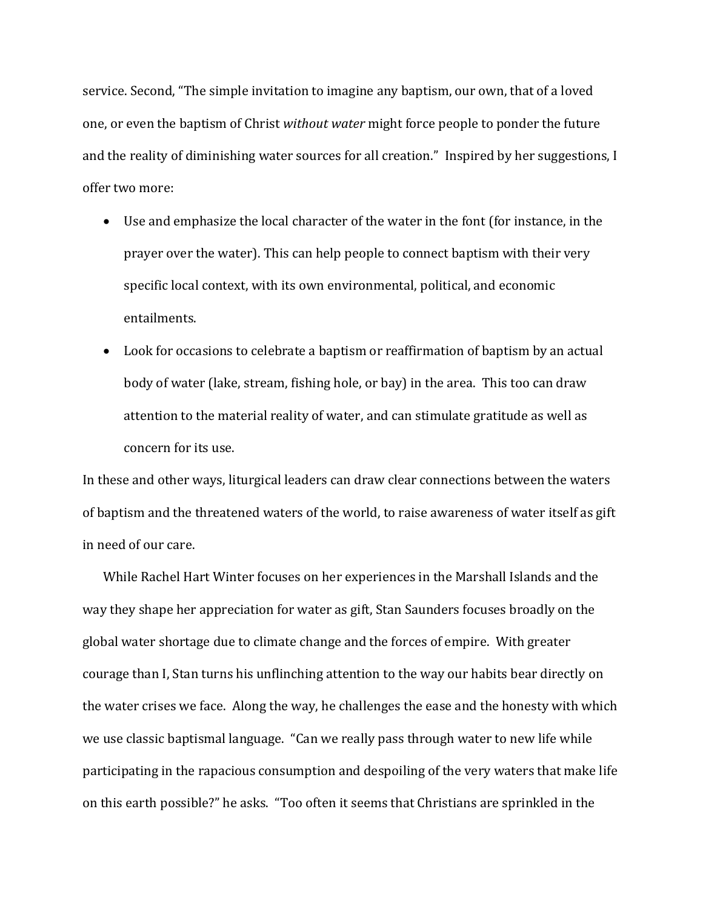service. Second, "The simple invitation to imagine any baptism, our own, that of a loved one, or even the baptism of Christ *without water* might force people to ponder the future and the reality of diminishing water sources for all creation." Inspired by her suggestions, I offer two more:

- Use and emphasize the local character of the water in the font (for instance, in the prayer over the water). This can help people to connect baptism with their very specific local context, with its own environmental, political, and economic entailments.
- Look for occasions to celebrate a baptism or reaffirmation of baptism by an actual body of water (lake, stream, fishing hole, or bay) in the area. This too can draw attention to the material reality of water, and can stimulate gratitude as well as concern for its use.

In these and other ways, liturgical leaders can draw clear connections between the waters of baptism and the threatened waters of the world, to raise awareness of water itself as gift in need of our care.

While Rachel Hart Winter focuses on her experiences in the Marshall Islands and the way they shape her appreciation for water as gift, Stan Saunders focuses broadly on the global water shortage due to climate change and the forces of empire. With greater courage than I, Stan turns his unflinching attention to the way our habits bear directly on the water crises we face. Along the way, he challenges the ease and the honesty with which we use classic baptismal language. "Can we really pass through water to new life while participating in the rapacious consumption and despoiling of the very waters that make life on this earth possible?" he asks. "Too often it seems that Christians are sprinkled in the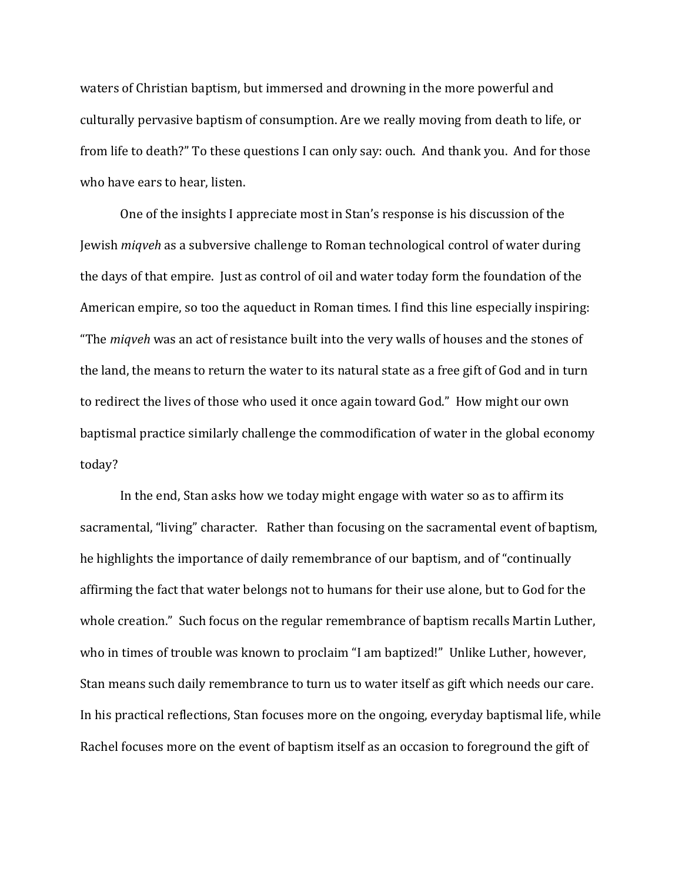waters of Christian baptism, but immersed and drowning in the more powerful and culturally pervasive baptism of consumption. Are we really moving from death to life, or from life to death?" To these questions I can only say: ouch. And thank you. And for those who have ears to hear, listen.

One of the insights I appreciate most in Stan's response is his discussion of the Jewish *miqveh* as a subversive challenge to Roman technological control of water during the days of that empire. Just as control of oil and water today form the foundation of the American empire, so too the aqueduct in Roman times. I find this line especially inspiring: "The *miqveh* was an act of resistance built into the very walls of houses and the stones of the land, the means to return the water to its natural state as a free gift of God and in turn to redirect the lives of those who used it once again toward God." How might our own baptismal practice similarly challenge the commodification of water in the global economy today?

In the end, Stan asks how we today might engage with water so as to affirm its sacramental, "living" character. Rather than focusing on the sacramental event of baptism, he highlights the importance of daily remembrance of our baptism, and of "continually affirming the fact that water belongs not to humans for their use alone, but to God for the whole creation." Such focus on the regular remembrance of baptism recalls Martin Luther, who in times of trouble was known to proclaim "I am baptized!" Unlike Luther, however, Stan means such daily remembrance to turn us to water itself as gift which needs our care. In his practical reflections, Stan focuses more on the ongoing, everyday baptismal life, while Rachel focuses more on the event of baptism itself as an occasion to foreground the gift of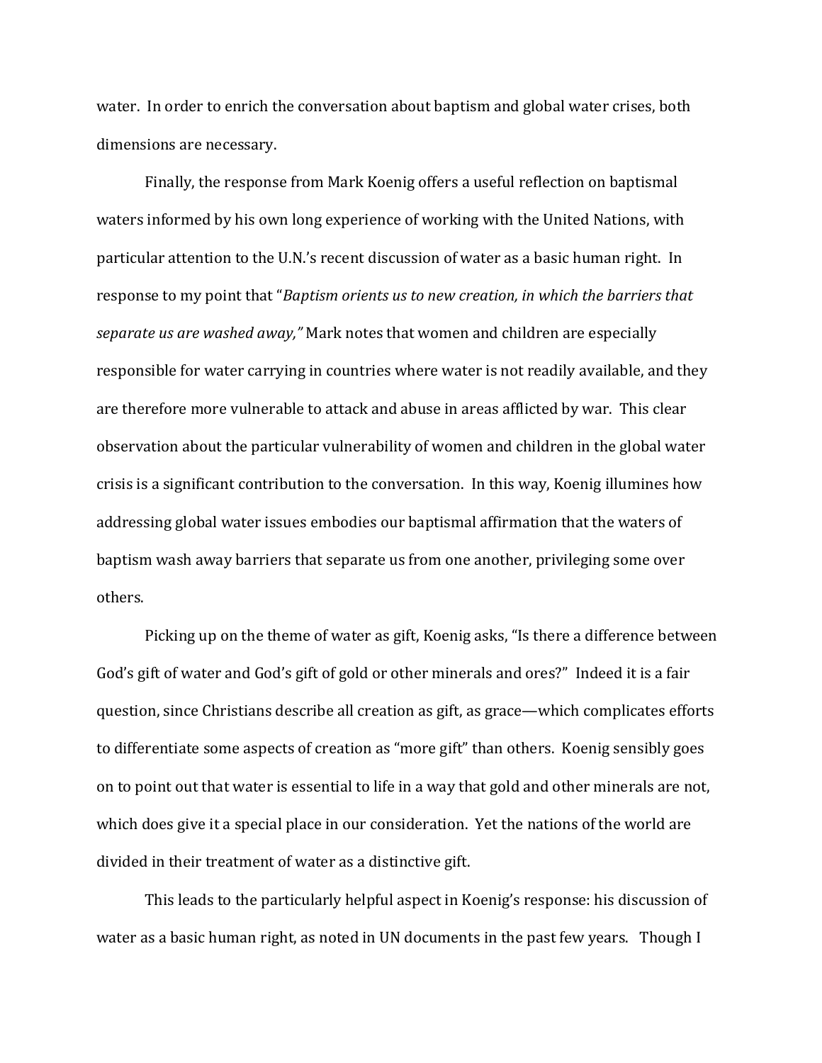water. In order to enrich the conversation about baptism and global water crises, both dimensions are necessary.

Finally, the response from Mark Koenig offers a useful reflection on baptismal waters informed by his own long experience of working with the United Nations, with particular attention to the U.N.'s recent discussion of water as a basic human right. In response to my point that "*Baptism orients us to new creation, in which the barriers that separate us are washed away,"* Mark notes that women and children are especially responsible for water carrying in countries where water is not readily available, and they are therefore more vulnerable to attack and abuse in areas afflicted by war. This clear observation about the particular vulnerability of women and children in the global water crisis is a significant contribution to the conversation. In this way, Koenig illumines how addressing global water issues embodies our baptismal affirmation that the waters of baptism wash away barriers that separate us from one another, privileging some over others.

Picking up on the theme of water as gift, Koenig asks, "Is there a difference between God's gift of water and God's gift of gold or other minerals and ores?" Indeed it is a fair question, since Christians describe all creation as gift, as grace—which complicates efforts to differentiate some aspects of creation as "more gift" than others. Koenig sensibly goes on to point out that water is essential to life in a way that gold and other minerals are not, which does give it a special place in our consideration. Yet the nations of the world are divided in their treatment of water as a distinctive gift.

This leads to the particularly helpful aspect in Koenig's response: his discussion of water as a basic human right, as noted in UN documents in the past few years. Though I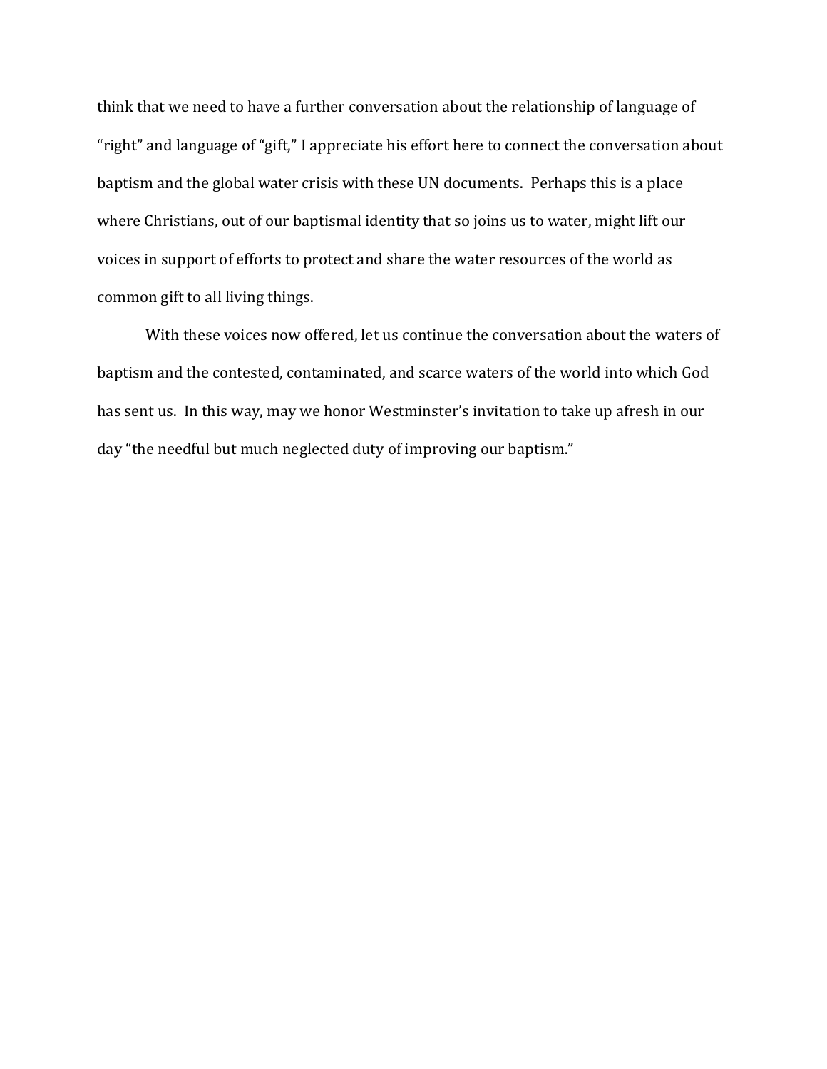think that we need to have a further conversation about the relationship of language of “right” and language of “gift,” I appreciate his effort here to connect the conversation about baptism and the global water crisis with these UN documents. Perhaps this is a place where Christians, out of our baptismal identity that so joins us to water, might lift our voices in support of efforts to protect and share the water resources of the world as common gift to all living things.

With these voices now offered, let us continue the conversation about the waters of baptism and the contested, contaminated, and scarce waters of the world into which God has sent us. In this way, may we honor Westminster’s invitation to take up afresh in our day “the needful but much neglected duty of improving our baptism.”